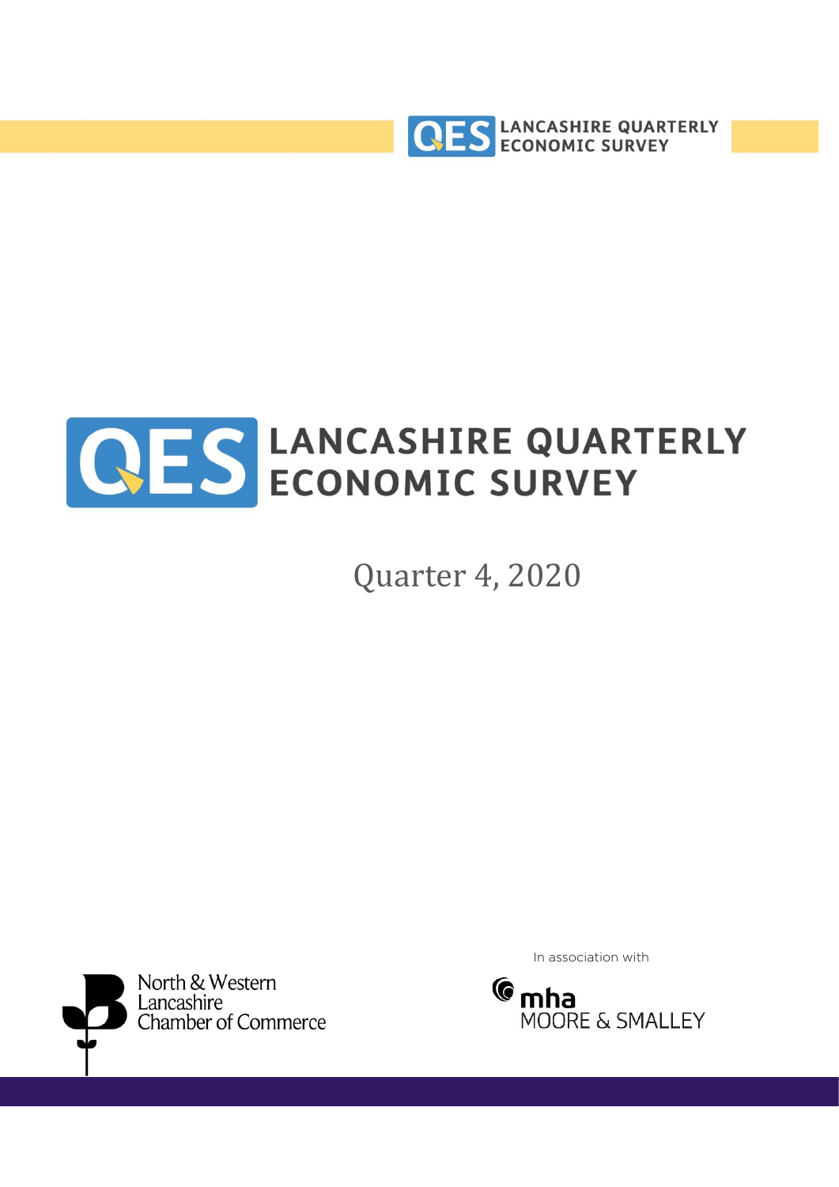# LANCASHIRE QUARTERLY ECONOMIC SURVEY

Quarter 4, 2020

North & Western Lancashire Chamber of Commerce

In association with

mha MOORE & SMALLEY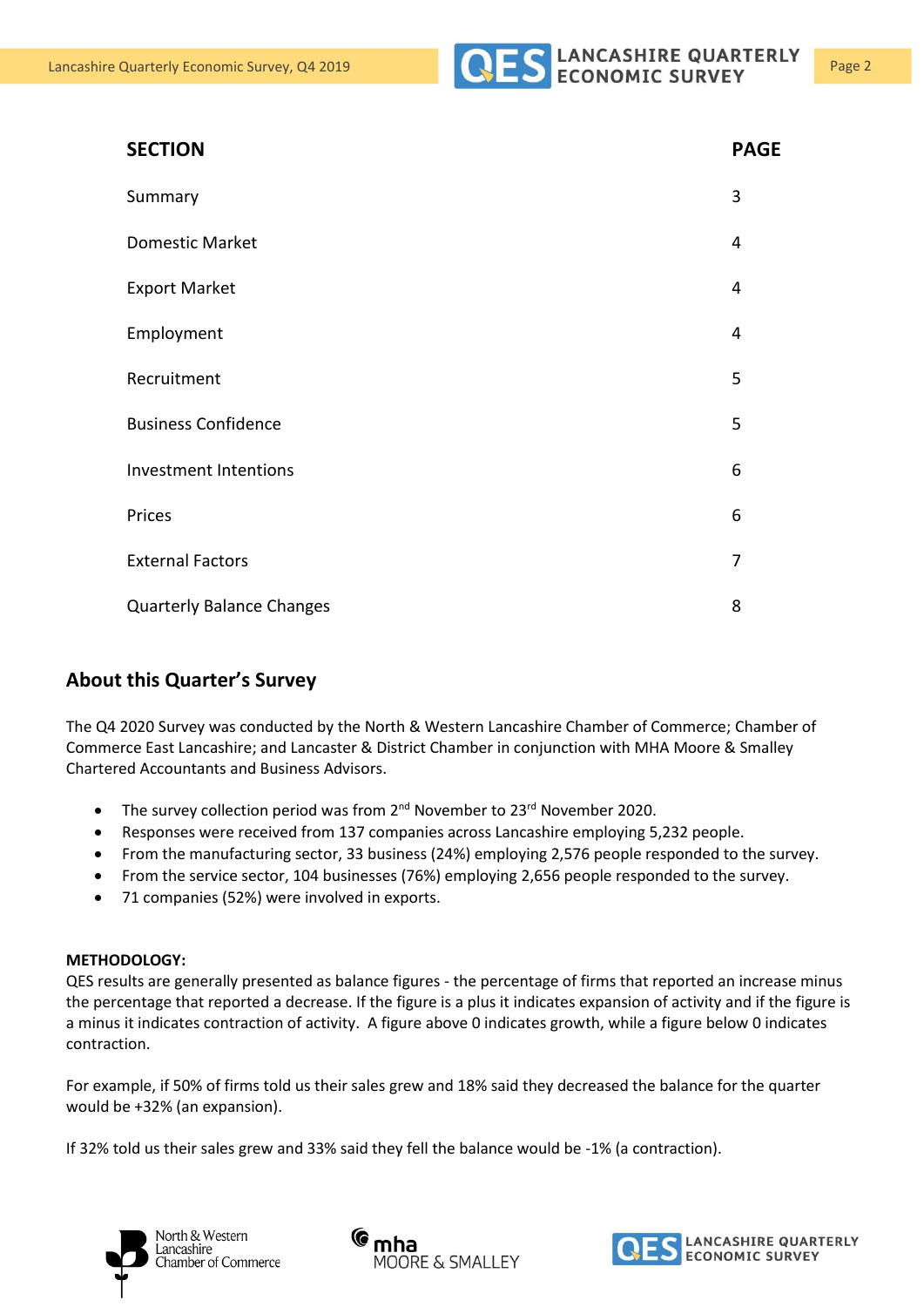| SECTION | PAGE |
| --- | --- |
| Summary | 3 |
| Domestic Market | 4 |
| Export Market | 4 |
| Employment | 4 |
| Recruitment | 5 |
| Business Confidence | 5 |
| Investment Intentions | 6 |
| Prices | 6 |
| External Factors | 7 |
| Quarterly Balance Changes | 8 |

## About this Quarter's Survey

The Q4 2020 Survey was conducted by the North & Western Lancashire Chamber of Commerce; Chamber of Commerce East Lancashire; and Lancaster & District Chamber in conjunction with MHA Moore & Smalley Chartered Accountants and Business Advisors.

- The survey collection period was from 2nd November to 23rd November 2020.
- Responses were received from 137 companies across Lancashire employing 5,232 people.
- From the manufacturing sector, 33 business (24%) employing 2,576 people responded to the survey.
- From the service sector, 104 businesses (76%) employing 2,656 people responded to the survey.
- 71 companies (52%) were involved in exports.

**METHODOLOGY:**

QES results are generally presented as balance figures - the percentage of firms that reported an increase minus the percentage that reported a decrease. If the figure is a plus it indicates expansion of activity and if the figure is a minus it indicates contraction of activity. A figure above 0 indicates growth, while a figure below 0 indicates contraction.

For example, if 50% of firms told us their sales grew and 18% said they decreased the balance for the quarter would be +32% (an expansion).

If 32% told us their sales grew and 33% said they fell the balance would be -1% (a contraction).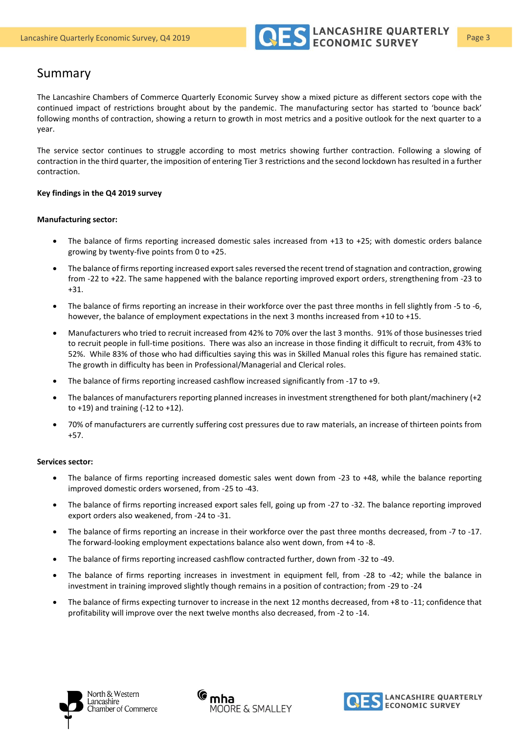# Summary

The Lancashire Chambers of Commerce Quarterly Economic Survey show a mixed picture as different sectors cope with the continued impact of restrictions brought about by the pandemic. The manufacturing sector has started to 'bounce back' following months of contraction, showing a return to growth in most metrics and a positive outlook for the next quarter to a year.

The service sector continues to struggle according to most metrics showing further contraction. Following a slowing of contraction in the third quarter, the imposition of entering Tier 3 restrictions and the second lockdown has resulted in a further contraction.

**Key findings in the Q4 2019 survey**

**Manufacturing sector:**

- The balance of firms reporting increased domestic sales increased from +13 to +25; with domestic orders balance growing by twenty-five points from 0 to +25.
- The balance of firms reporting increased export sales reversed the recent trend of stagnation and contraction, growing from -22 to +22. The same happened with the balance reporting improved export orders, strengthening from -23 to +31.
- The balance of firms reporting an increase in their workforce over the past three months in fell slightly from -5 to -6, however, the balance of employment expectations in the next 3 months increased from +10 to +15.
- Manufacturers who tried to recruit increased from 42% to 70% over the last 3 months. 91% of those businesses tried to recruit people in full-time positions. There was also an increase in those finding it difficult to recruit, from 43% to 52%. While 83% of those who had difficulties saying this was in Skilled Manual roles this figure has remained static. The growth in difficulty has been in Professional/Managerial and Clerical roles.
- The balance of firms reporting increased cashflow increased significantly from -17 to +9.
- The balances of manufacturers reporting planned increases in investment strengthened for both plant/machinery (+2 to +19) and training (-12 to +12).
- 70% of manufacturers are currently suffering cost pressures due to raw materials, an increase of thirteen points from +57.

**Services sector:**

- The balance of firms reporting increased domestic sales went down from -23 to +48, while the balance reporting improved domestic orders worsened, from -25 to -43.
- The balance of firms reporting increased export sales fell, going up from -27 to -32. The balance reporting improved export orders also weakened, from -24 to -31.
- The balance of firms reporting an increase in their workforce over the past three months decreased, from -7 to -17. The forward-looking employment expectations balance also went down, from +4 to -8.
- The balance of firms reporting increased cashflow contracted further, down from -32 to -49.
- The balance of firms reporting increases in investment in equipment fell, from -28 to -42; while the balance in investment in training improved slightly though remains in a position of contraction; from -29 to -24
- The balance of firms expecting turnover to increase in the next 12 months decreased, from +8 to -11; confidence that profitability will improve over the next twelve months also decreased, from -2 to -14.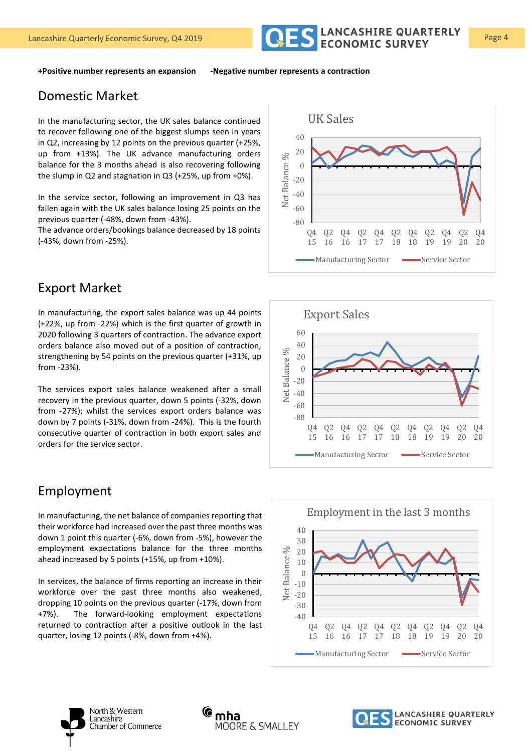**+Positive number represents an expansion** **-Negative number represents a contraction**

## Domestic Market

In the manufacturing sector, the UK sales balance continued to recover following one of the biggest slumps seen in years in Q2, increasing by 12 points on the previous quarter (+25%, up from +13%). The UK advance manufacturing orders balance for the 3 months ahead is also recovering following the slump in Q2 and stagnation in Q3 (+25%, up from +0%).

In the service sector, following an improvement in Q3 has fallen again with the UK sales balance losing 25 points on the previous quarter (-48%, down from -43%).
The advance orders/bookings balance decreased by 18 points (-43%, down from -25%).

UK Sales

## Export Market

In manufacturing, the export sales balance was up 44 points (+22%, up from -22%) which is the first quarter of growth in 2020 following 3 quarters of contraction. The advance export orders balance also moved out of a position of contraction, strengthening by 54 points on the previous quarter (+31%, up from -23%).

The services export sales balance weakened after a small recovery in the previous quarter, down 5 points (-32%, down from -27%); whilst the services export orders balance was down by 7 points (-31%, down from -24%). This is the fourth consecutive quarter of contraction in both export sales and orders for the service sector.

Export Sales

## Employment

In manufacturing, the net balance of companies reporting that their workforce had increased over the past three months was down 1 point this quarter (-6%, down from -5%), however the employment expectations balance for the three months ahead increased by 5 points (+15%, up from +10%).

In services, the balance of firms reporting an increase in their workforce over the past three months also weakened, dropping 10 points on the previous quarter (-17%, down from +7%). The forward-looking employment expectations returned to contraction after a positive outlook in the last quarter, losing 12 points (-8%, down from +4%).

Employment in the last 3 months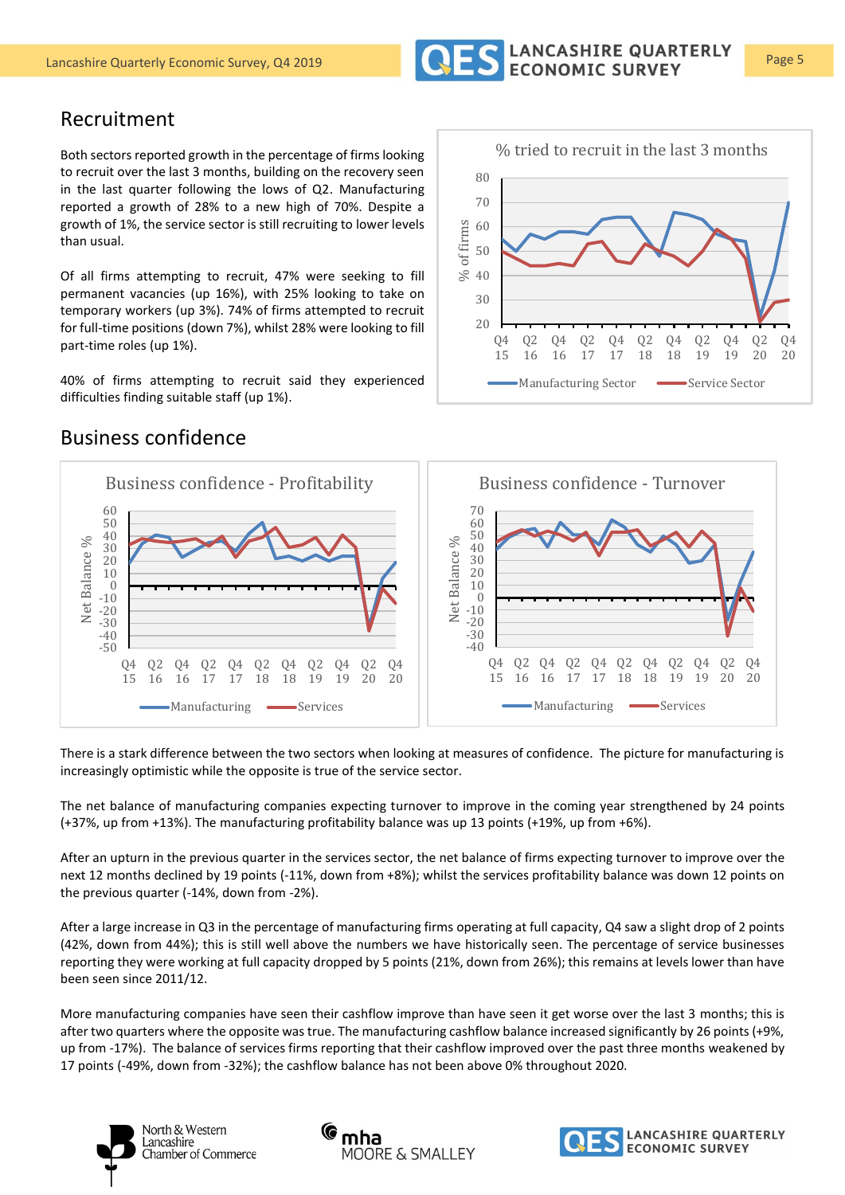## Recruitment

Both sectors reported growth in the percentage of firms looking to recruit over the last 3 months, building on the recovery seen in the last quarter following the lows of Q2. Manufacturing reported a growth of 28% to a new high of 70%. Despite a growth of 1%, the service sector is still recruiting to lower levels than usual.

Of all firms attempting to recruit, 47% were seeking to fill permanent vacancies (up 16%), with 25% looking to take on temporary workers (up 3%). 74% of firms attempted to recruit for full-time positions (down 7%), whilst 28% were looking to fill part-time roles (up 1%).

40% of firms attempting to recruit said they experienced difficulties finding suitable staff (up 1%).

## Business confidence

There is a stark difference between the two sectors when looking at measures of confidence. The picture for manufacturing is increasingly optimistic while the opposite is true of the service sector.

The net balance of manufacturing companies expecting turnover to improve in the coming year strengthened by 24 points (+37%, up from +13%). The manufacturing profitability balance was up 13 points (+19%, up from +6%).

After an upturn in the previous quarter in the services sector, the net balance of firms expecting turnover to improve over the next 12 months declined by 19 points (-11%, down from +8%); whilst the services profitability balance was down 12 points on the previous quarter (-14%, down from -2%).

After a large increase in Q3 in the percentage of manufacturing firms operating at full capacity, Q4 saw a slight drop of 2 points (42%, down from 44%); this is still well above the numbers we have historically seen. The percentage of service businesses reporting they were working at full capacity dropped by 5 points (21%, down from 26%); this remains at levels lower than have been seen since 2011/12.

More manufacturing companies have seen their cashflow improve than have seen it get worse over the last 3 months; this is after two quarters where the opposite was true. The manufacturing cashflow balance increased significantly by 26 points (+9%, up from -17%). The balance of services firms reporting that their cashflow improved over the past three months weakened by 17 points (-49%, down from -32%); the cashflow balance has not been above 0% throughout 2020.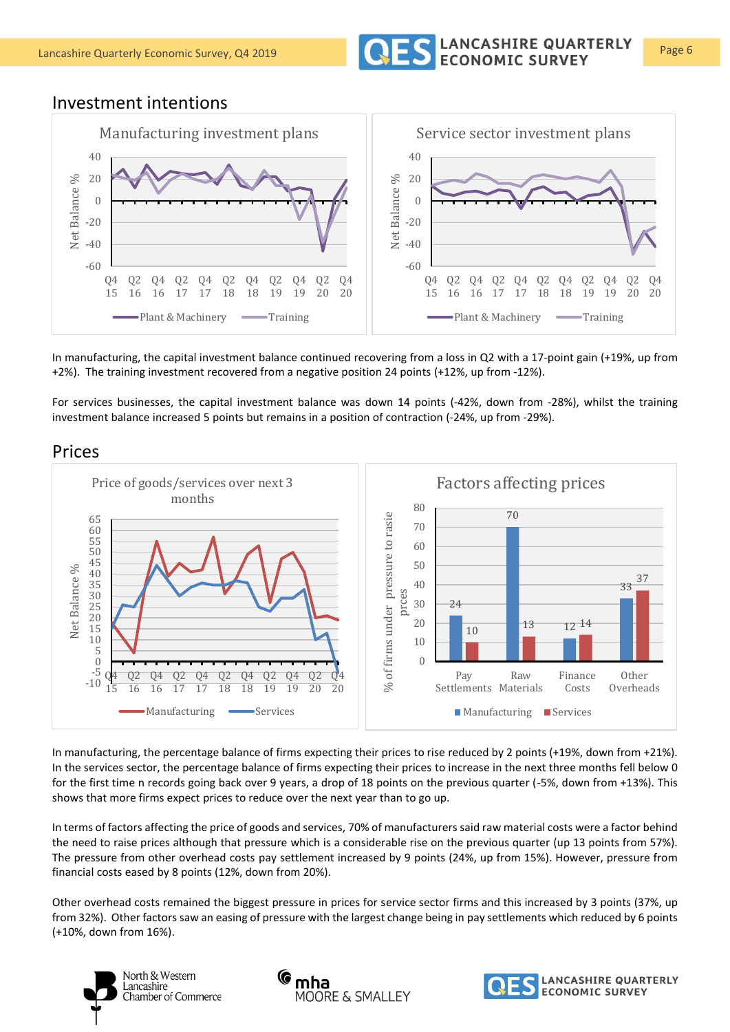## Investment intentions

In manufacturing, the capital investment balance continued recovering from a loss in Q2 with a 17-point gain (+19%, up from +2%). The training investment recovered from a negative position 24 points (+12%, up from -12%).

For services businesses, the capital investment balance was down 14 points (-42%, down from -28%), whilst the training investment balance increased 5 points but remains in a position of contraction (-24%, up from -29%).

## Prices

In manufacturing, the percentage balance of firms expecting their prices to rise reduced by 2 points (+19%, down from +21%). In the services sector, the percentage balance of firms expecting their prices to increase in the next three months fell below 0 for the first time n records going back over 9 years, a drop of 18 points on the previous quarter (-5%, down from +13%). This shows that more firms expect prices to reduce over the next year than to go up.

In terms of factors affecting the price of goods and services, 70% of manufacturers said raw material costs were a factor behind the need to raise prices although that pressure which is a considerable rise on the previous quarter (up 13 points from 57%). The pressure from other overhead costs pay settlement increased by 9 points (24%, up from 15%). However, pressure from financial costs eased by 8 points (12%, down from 20%).

Other overhead costs remained the biggest pressure in prices for service sector firms and this increased by 3 points (37%, up from 32%). Other factors saw an easing of pressure with the largest change being in pay settlements which reduced by 6 points (+10%, down from 16%).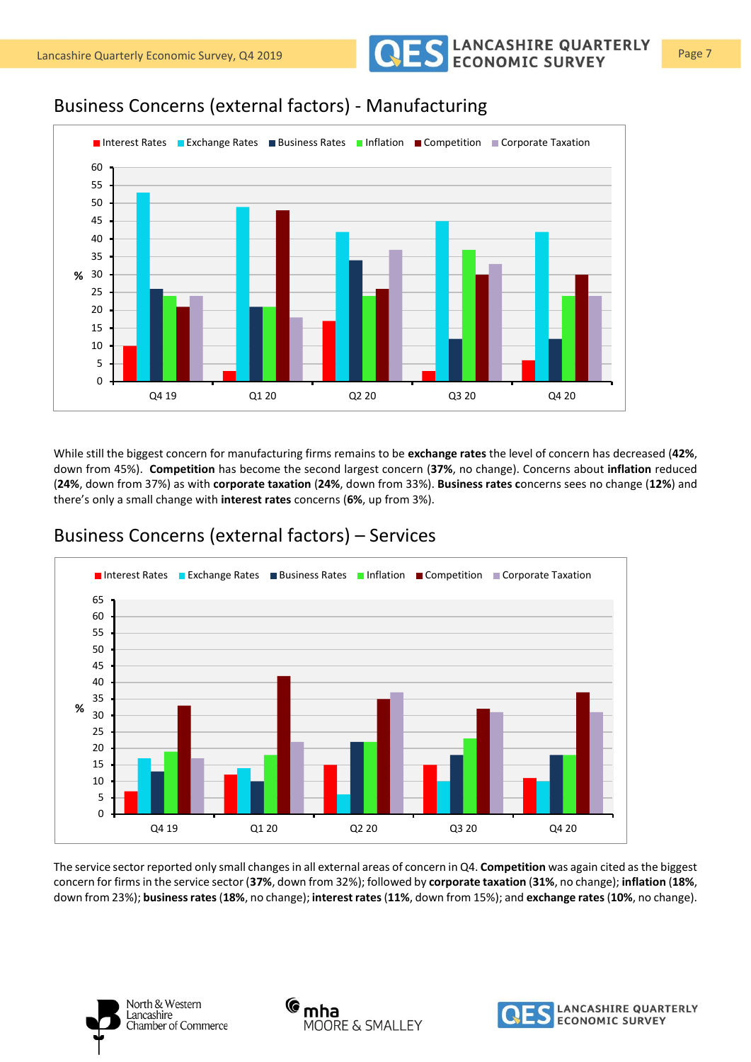## Business Concerns (external factors) - Manufacturing

While still the biggest concern for manufacturing firms remains to be **exchange rates** the level of concern has decreased (**42%**, down from 45%). **Competition** has become the second largest concern (**37%**, no change). Concerns about **inflation** reduced (**24%**, down from 37%) as with **corporate taxation** (**24%**, down from 33%). **Business rates c**oncerns sees no change (**12%**) and there's only a small change with **interest rates** concerns (**6%**, up from 3%).

## Business Concerns (external factors) – Services

The service sector reported only small changes in all external areas of concern in Q4. **Competition** was again cited as the biggest concern for firms in the service sector (**37%**, down from 32%); followed by **corporate taxation** (**31%**, no change); **inflation** (**18%**, down from 23%); **business rates** (**18%**, no change); **interest rates** (**11%**, down from 15%); and **exchange rates** (**10%**, no change).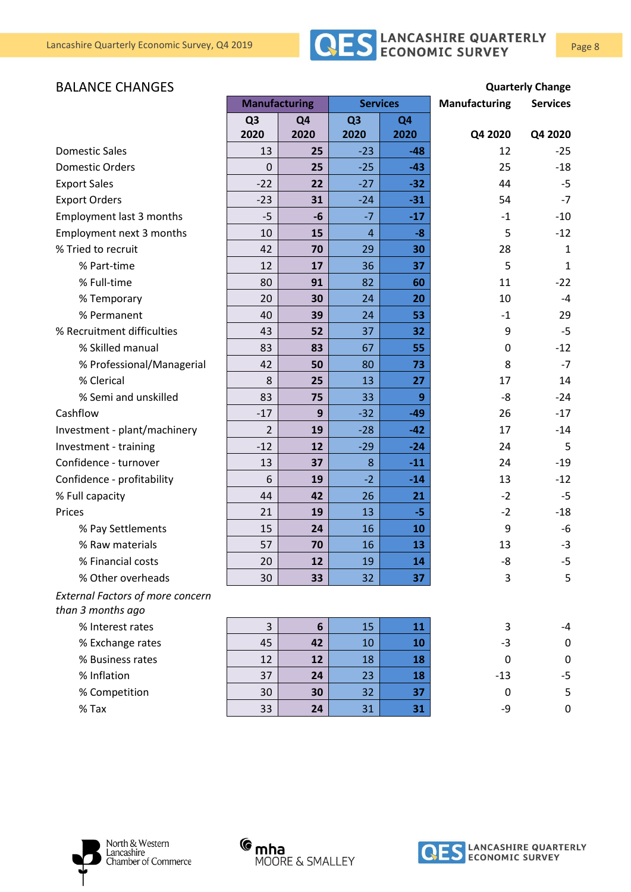## BALANCE CHANGES

| | Manufacturing | | Services | | Quarterly Change Manufacturing | Quarterly Change Services |
|---|---|---|---|---|---|---|
| | Q3 2020 | Q4 2020 | Q3 2020 | Q4 2020 | Q4 2020 | Q4 2020 |
| Domestic Sales | 13 | **25** | -23 | **-48** | 12 | -25 |
| Domestic Orders | 0 | **25** | -25 | **-43** | 25 | -18 |
| Export Sales | -22 | **22** | -27 | **-32** | 44 | -5 |
| Export Orders | -23 | **31** | -24 | **-31** | 54 | -7 |
| Employment last 3 months | -5 | **-6** | -7 | **-17** | -1 | -10 |
| Employment next 3 months | 10 | **15** | 4 | **-8** | 5 | -12 |
| % Tried to recruit | 42 | **70** | 29 | **30** | 28 | 1 |
| % Part-time | 12 | **17** | 36 | **37** | 5 | 1 |
| % Full-time | 80 | **91** | 82 | **60** | 11 | -22 |
| % Temporary | 20 | **30** | 24 | **20** | 10 | -4 |
| % Permanent | 40 | **39** | 24 | **53** | -1 | 29 |
| % Recruitment difficulties | 43 | **52** | 37 | **32** | 9 | -5 |
| % Skilled manual | 83 | **83** | 67 | **55** | 0 | -12 |
| % Professional/Managerial | 42 | **50** | 80 | **73** | 8 | -7 |
| % Clerical | 8 | **25** | 13 | **27** | 17 | 14 |
| % Semi and unskilled | 83 | **75** | 33 | **9** | -8 | -24 |
| Cashflow | -17 | **9** | -32 | **-49** | 26 | -17 |
| Investment - plant/machinery | 2 | **19** | -28 | **-42** | 17 | -14 |
| Investment - training | -12 | **12** | -29 | **-24** | 24 | 5 |
| Confidence - turnover | 13 | **37** | 8 | **-11** | 24 | -19 |
| Confidence - profitability | 6 | **19** | -2 | **-14** | 13 | -12 |
| % Full capacity | 44 | **42** | 26 | **21** | -2 | -5 |
| Prices | 21 | **19** | 13 | **-5** | -2 | -18 |
| % Pay Settlements | 15 | **24** | 16 | **10** | 9 | -6 |
| % Raw materials | 57 | **70** | 16 | **13** | 13 | -3 |
| % Financial costs | 20 | **12** | 19 | **14** | -8 | -5 |
| % Other overheads | 30 | **33** | 32 | **37** | 3 | 5 |
| *External Factors of more concern than 3 months ago* | | | | | | |
| % Interest rates | 3 | **6** | 15 | **11** | 3 | -4 |
| % Exchange rates | 45 | **42** | 10 | **10** | -3 | 0 |
| % Business rates | 12 | **12** | 18 | **18** | 0 | 0 |
| % Inflation | 37 | **24** | 23 | **18** | -13 | -5 |
| % Competition | 30 | **30** | 32 | **37** | 0 | 5 |
| % Tax | 33 | **24** | 31 | **31** | -9 | 0 |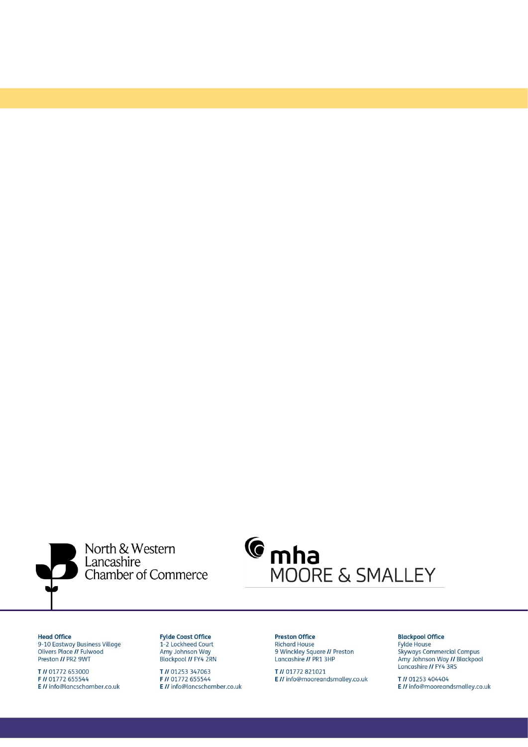North & Western Lancashire Chamber of Commerce

mha MOORE & SMALLEY

**Head Office**
9-10 Eastway Business Village
Olivers Place // Fulwood
Preston // PR2 9WT

T // 01772 653000
F // 01772 655544
E // info@lancschamber.co.uk

**Fylde Coast Office**
1-2 Lockheed Court
Amy Johnson Way
Blackpool // FY4 2RN

T // 01253 347063
F // 01772 655544
E // info@lancschamber.co.uk

**Preston Office**
Richard House
9 Winckley Square // Preston
Lancashire // PR1 3HP

T // 01772 821021
E // info@mooreandsmalley.co.uk

**Blackpool Office**
Fylde House
Skyways Commercial Campus
Amy Johnson Way // Blackpool
Lancashire // FY4 3RS

T // 01253 404404
E // info@mooreandsmalley.co.uk